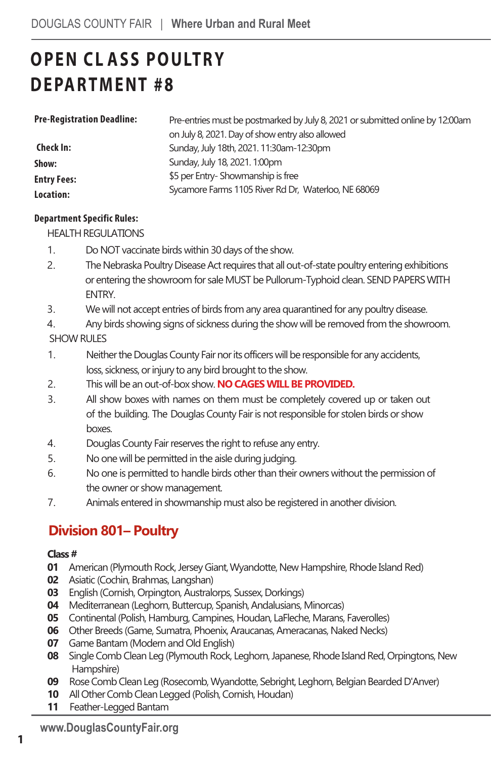# OPEN CLASS POULTRY DEPARTMENT #8

| | |
|---|---|
| **Pre-Registration Deadline:** | Pre-entries must be postmarked by July 8, 2021 or submitted online by 12:00am on July 8, 2021. Day of show entry also allowed |
| **Check In:** | Sunday, July 18th, 2021. 11:30am-12:30pm |
| **Show:** | Sunday, July 18, 2021. 1:00pm |
| **Entry Fees:** | $5 per Entry- Showmanship is free |
| **Location:** | Sycamore Farms 1105 River Rd Dr, Waterloo, NE 68069 |

**Department Specific Rules:**

HEALTH REGULATIONS

1. Do NOT vaccinate birds within 30 days of the show.
2. The Nebraska Poultry Disease Act requires that all out-of-state poultry entering exhibitions or entering the showroom for sale MUST be Pullorum-Typhoid clean. SEND PAPERS WITH ENTRY.
3. We will not accept entries of birds from any area quarantined for any poultry disease.
4. Any birds showing signs of sickness during the show will be removed from the showroom.

SHOW RULES

1. Neither the Douglas County Fair nor its officers will be responsible for any accidents, loss, sickness, or injury to any bird brought to the show.
2. This will be an out-of-box show. **NO CAGES WILL BE PROVIDED.**
3. All show boxes with names on them must be completely covered up or taken out of the building. The Douglas County Fair is not responsible for stolen birds or show boxes.
4. Douglas County Fair reserves the right to refuse any entry.
5. No one will be permitted in the aisle during judging.
6. No one is permitted to handle birds other than their owners without the permission of the owner or show management.
7. Animals entered in showmanship must also be registered in another division.

## Division 801– Poultry

**Class #**

**01** American (Plymouth Rock, Jersey Giant, Wyandotte, New Hampshire, Rhode Island Red)
**02** Asiatic (Cochin, Brahmas, Langshan)
**03** English (Cornish, Orpington, Australorps, Sussex, Dorkings)
**04** Mediterranean (Leghorn, Buttercup, Spanish, Andalusians, Minorcas)
**05** Continental (Polish, Hamburg, Campines, Houdan, LaFleche, Marans, Faverolles)
**06** Other Breeds (Game, Sumatra, Phoenix, Araucanas, Ameracanas, Naked Necks)
**07** Game Bantam (Modern and Old English)
**08** Single Comb Clean Leg (Plymouth Rock, Leghorn, Japanese, Rhode Island Red, Orpingtons, New Hampshire)
**09** Rose Comb Clean Leg (Rosecomb, Wyandotte, Sebright, Leghorn, Belgian Bearded D'Anver)
**10** All Other Comb Clean Legged (Polish, Cornish, Houdan)
**11** Feather-Legged Bantam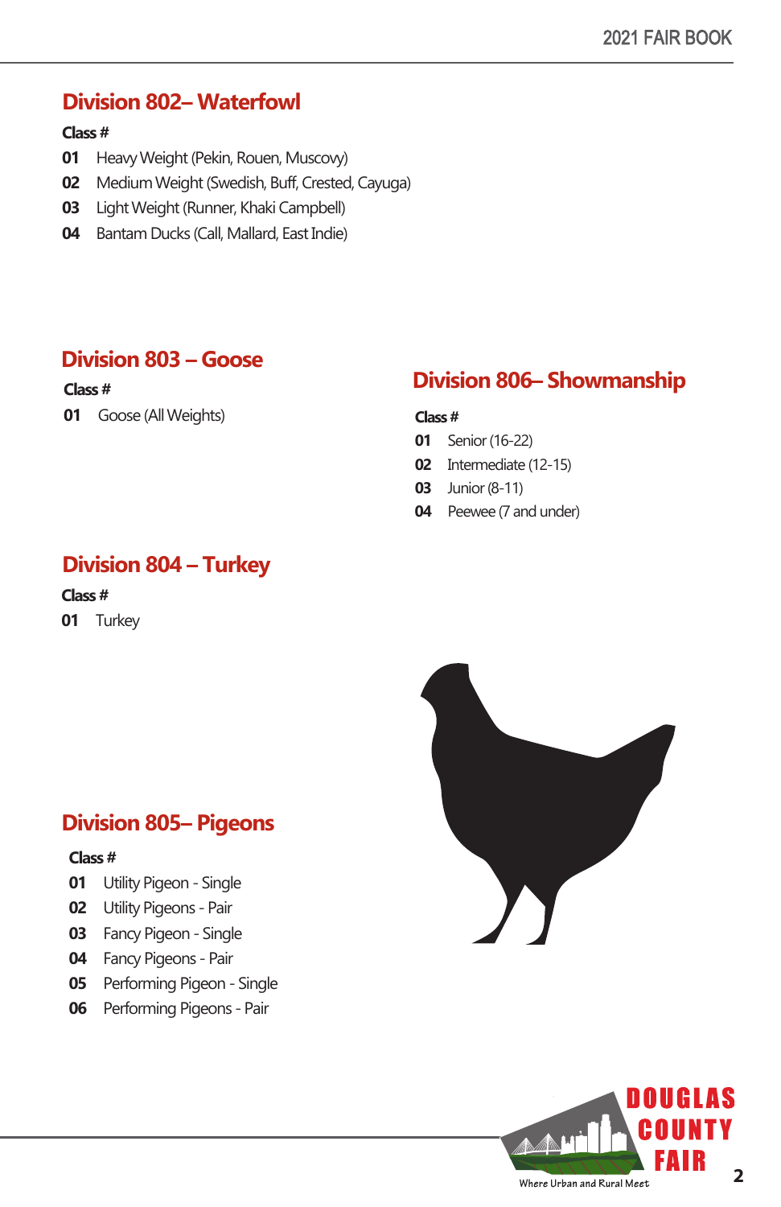## Division 802– Waterfowl

**Class #**

**01** Heavy Weight (Pekin, Rouen, Muscovy)
**02** Medium Weight (Swedish, Buff, Crested, Cayuga)
**03** Light Weight (Runner, Khaki Campbell)
**04** Bantam Ducks (Call, Mallard, East Indie)

## Division 803 – Goose

**Class #**

**01** Goose (All Weights)

## Division 804 – Turkey

**Class #**

**01** Turkey

## Division 805– Pigeons

**Class #**

**01** Utility Pigeon - Single
**02** Utility Pigeons - Pair
**03** Fancy Pigeon - Single
**04** Fancy Pigeons - Pair
**05** Performing Pigeon - Single
**06** Performing Pigeons - Pair

## Division 806– Showmanship

**Class #**

**01** Senior (16-22)
**02** Intermediate (12-15)
**03** Junior (8-11)
**04** Peewee (7 and under)

DOUGLAS COUNTY FAIR
Where Urban and Rural Meet